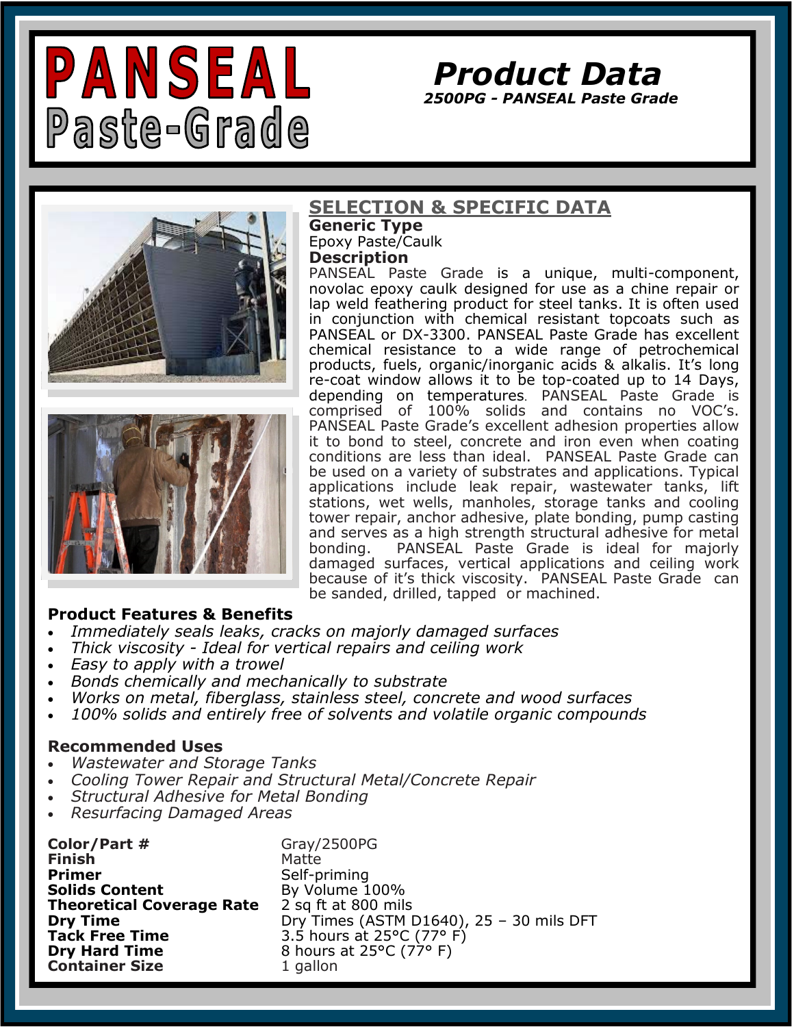# PANSEAL Paste-Grade

## Product Data

***2500PG - PANSEAL Paste Grade***

## SELECTION & SPECIFIC DATA

**Generic Type**

Epoxy Paste/Caulk

**Description**

PANSEAL Paste Grade is a unique, multi-component, novolac epoxy caulk designed for use as a chine repair or lap weld feathering product for steel tanks. It is often used in conjunction with chemical resistant topcoats such as PANSEAL or DX-3300. PANSEAL Paste Grade has excellent chemical resistance to a wide range of petrochemical products, fuels, organic/inorganic acids & alkalis. It's long re-coat window allows it to be top-coated up to 14 Days, depending on temperatures. PANSEAL Paste Grade is comprised of 100% solids and contains no VOC's. PANSEAL Paste Grade's excellent adhesion properties allow it to bond to steel, concrete and iron even when coating conditions are less than ideal. PANSEAL Paste Grade can be used on a variety of substrates and applications. Typical applications include leak repair, wastewater tanks, lift stations, wet wells, manholes, storage tanks and cooling tower repair, anchor adhesive, plate bonding, pump casting and serves as a high strength structural adhesive for metal bonding. PANSEAL Paste Grade is ideal for majorly damaged surfaces, vertical applications and ceiling work because of it's thick viscosity. PANSEAL Paste Grade can be sanded, drilled, tapped or machined.

### Product Features & Benefits

- *Immediately seals leaks, cracks on majorly damaged surfaces*
- *Thick viscosity - Ideal for vertical repairs and ceiling work*
- *Easy to apply with a trowel*
- *Bonds chemically and mechanically to substrate*
- *Works on metal, fiberglass, stainless steel, concrete and wood surfaces*
- *100% solids and entirely free of solvents and volatile organic compounds*

### Recommended Uses

- *Wastewater and Storage Tanks*
- *Cooling Tower Repair and Structural Metal/Concrete Repair*
- *Structural Adhesive for Metal Bonding*
- *Resurfacing Damaged Areas*

| | |
|---|---|
| **Color/Part #** | Gray/2500PG |
| **Finish** | Matte |
| **Primer** | Self-priming |
| **Solids Content** | By Volume 100% |
| **Theoretical Coverage Rate** | 2 sq ft at 800 mils |
| **Dry Time** | Dry Times (ASTM D1640), 25 – 30 mils DFT |
| **Tack Free Time** | 3.5 hours at 25°C (77° F) |
| **Dry Hard Time** | 8 hours at 25°C (77° F) |
| **Container Size** | 1 gallon |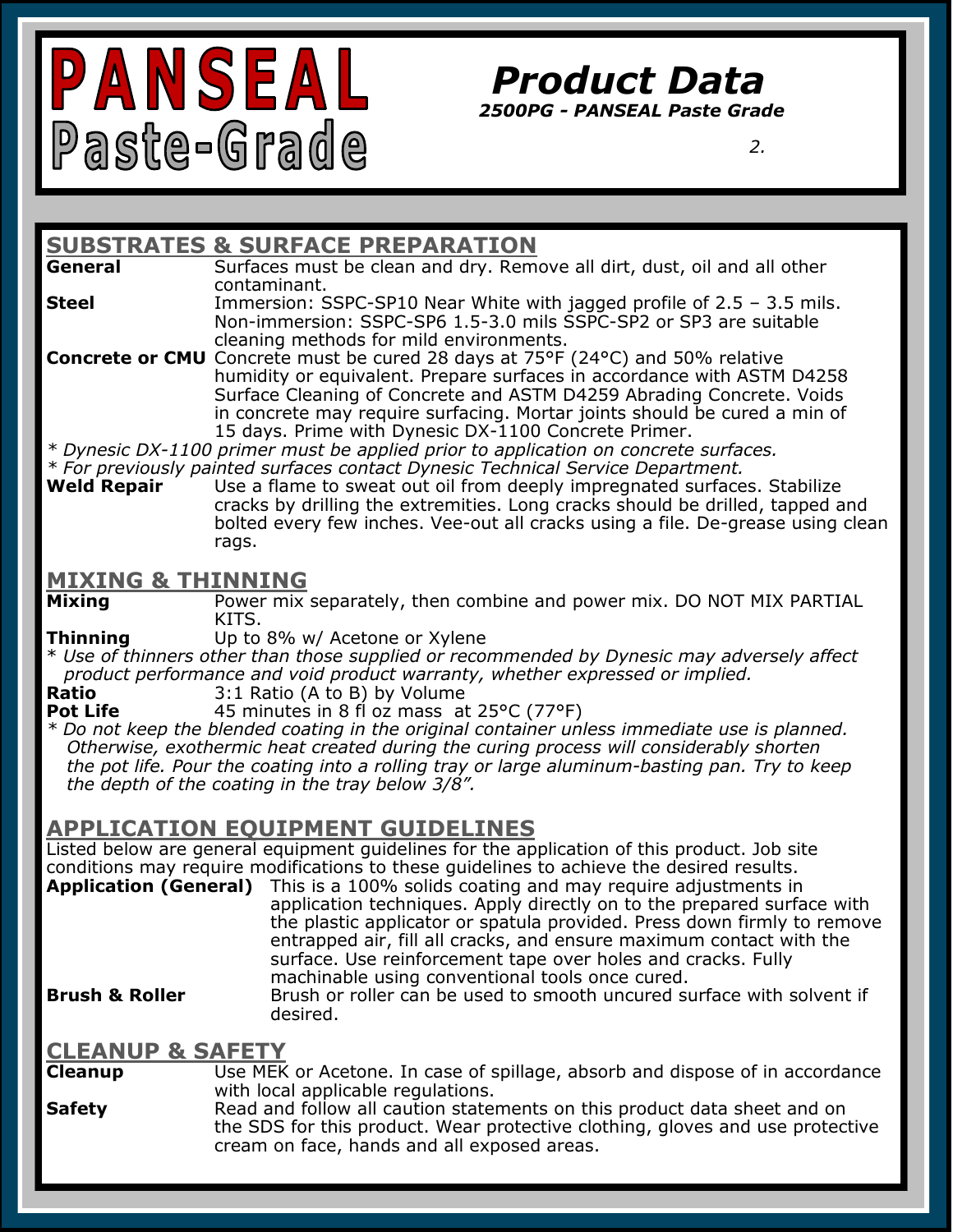# PANSEAL Paste-Grade

## Product Data

***2500PG - PANSEAL Paste Grade***

## SUBSTRATES & SURFACE PREPARATION

**General** Surfaces must be clean and dry. Remove all dirt, dust, oil and all other contaminant.

**Steel** Immersion: SSPC-SP10 Near White with jagged profile of 2.5 – 3.5 mils. Non-immersion: SSPC-SP6 1.5-3.0 mils SSPC-SP2 or SP3 are suitable cleaning methods for mild environments.

**Concrete or CMU** Concrete must be cured 28 days at 75°F (24°C) and 50% relative humidity or equivalent. Prepare surfaces in accordance with ASTM D4258 Surface Cleaning of Concrete and ASTM D4259 Abrading Concrete. Voids in concrete may require surfacing. Mortar joints should be cured a min of 15 days. Prime with Dynesic DX-1100 Concrete Primer.

*\* Dynesic DX-1100 primer must be applied prior to application on concrete surfaces.*

*\* For previously painted surfaces contact Dynesic Technical Service Department.*

**Weld Repair** Use a flame to sweat out oil from deeply impregnated surfaces. Stabilize cracks by drilling the extremities. Long cracks should be drilled, tapped and bolted every few inches. Vee-out all cracks using a file. De-grease using clean rags.

## MIXING & THINNING

**Mixing** Power mix separately, then combine and power mix. DO NOT MIX PARTIAL KITS.

**Thinning** Up to 8% w/ Acetone or Xylene

*\* Use of thinners other than those supplied or recommended by Dynesic may adversely affect product performance and void product warranty, whether expressed or implied.*

**Ratio** 3:1 Ratio (A to B) by Volume

**Pot Life** 45 minutes in 8 fl oz mass at 25°C (77°F)

*\* Do not keep the blended coating in the original container unless immediate use is planned. Otherwise, exothermic heat created during the curing process will considerably shorten the pot life. Pour the coating into a rolling tray or large aluminum-basting pan. Try to keep the depth of the coating in the tray below 3/8".*

## APPLICATION EQUIPMENT GUIDELINES

Listed below are general equipment guidelines for the application of this product. Job site conditions may require modifications to these guidelines to achieve the desired results.

**Application (General)** This is a 100% solids coating and may require adjustments in application techniques. Apply directly on to the prepared surface with the plastic applicator or spatula provided. Press down firmly to remove entrapped air, fill all cracks, and ensure maximum contact with the surface. Use reinforcement tape over holes and cracks. Fully machinable using conventional tools once cured.

**Brush & Roller** Brush or roller can be used to smooth uncured surface with solvent if desired.

## CLEANUP & SAFETY

**Cleanup** Use MEK or Acetone. In case of spillage, absorb and dispose of in accordance with local applicable regulations.

**Safety** Read and follow all caution statements on this product data sheet and on the SDS for this product. Wear protective clothing, gloves and use protective cream on face, hands and all exposed areas.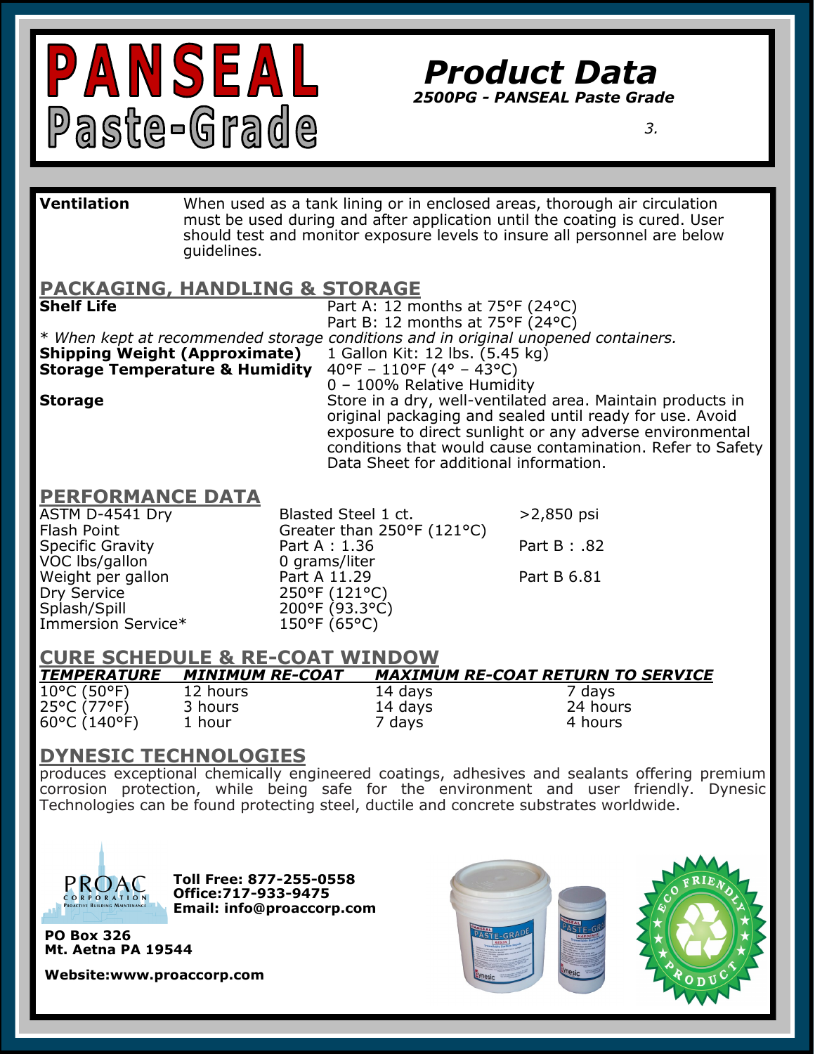# PANSEAL Paste-Grade

## Product Data
*2500PG - PANSEAL Paste Grade*

**Ventilation** When used as a tank lining or in enclosed areas, thorough air circulation must be used during and after application until the coating is cured. User should test and monitor exposure levels to insure all personnel are below guidelines.

## PACKAGING, HANDLING & STORAGE

| | |
|---|---|
| **Shelf Life** | Part A: 12 months at 75°F (24°C)<br>Part B: 12 months at 75°F (24°C) |

*\* When kept at recommended storage conditions and in original unopened containers.*

| | |
|---|---|
| **Shipping Weight (Approximate)** | 1 Gallon Kit: 12 lbs. (5.45 kg) |
| **Storage Temperature & Humidity** | 40°F – 110°F (4° – 43°C)<br>0 – 100% Relative Humidity |
| **Storage** | Store in a dry, well-ventilated area. Maintain products in original packaging and sealed until ready for use. Avoid exposure to direct sunlight or any adverse environmental conditions that would cause contamination. Refer to Safety Data Sheet for additional information. |

## PERFORMANCE DATA

| | | |
|---|---|---|
| ASTM D-4541 Dry | Blasted Steel 1 ct. | >2,850 psi |
| Flash Point | Greater than 250°F (121°C) | |
| Specific Gravity | Part A : 1.36 | Part B : .82 |
| VOC lbs/gallon | 0 grams/liter | |
| Weight per gallon | Part A 11.29 | Part B 6.81 |
| Dry Service | 250°F (121°C) | |
| Splash/Spill | 200°F (93.3°C) | |
| Immersion Service* | 150°F (65°C) | |

## CURE SCHEDULE & RE-COAT WINDOW

| TEMPERATURE | MINIMUM RE-COAT | MAXIMUM RE-COAT | RETURN TO SERVICE |
|---|---|---|---|
| 10°C (50°F) | 12 hours | 14 days | 7 days |
| 25°C (77°F) | 3 hours | 14 days | 24 hours |
| 60°C (140°F) | 1 hour | 7 days | 4 hours |

## DYNESIC TECHNOLOGIES

produces exceptional chemically engineered coatings, adhesives and sealants offering premium corrosion protection, while being safe for the environment and user friendly. Dynesic Technologies can be found protecting steel, ductile and concrete substrates worldwide.

PROAC CORPORATION
Proactive Building Maintenance

**Toll Free: 877-255-0558**
**Office:717-933-9475**
**Email: info@proaccorp.com**

**PO Box 326**
**Mt. Aetna PA 19544**

**Website:www.proaccorp.com**

ECO FRIENDLY PRODUCT